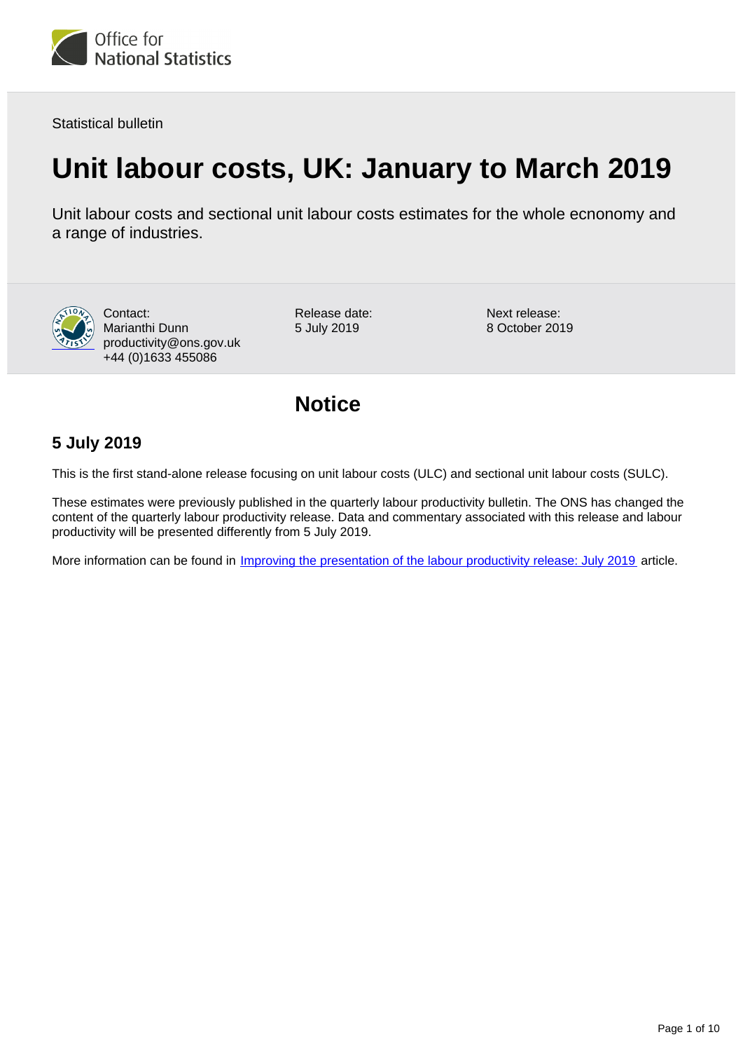Office for National Statistics

Statistical bulletin

# Unit labour costs, UK: January to March 2019

Unit labour costs and sectional unit labour costs estimates for the whole ecnonomy and a range of industries.

Contact:
Marianthi Dunn
productivity@ons.gov.uk
+44 (0)1633 455086

Release date:
5 July 2019

Next release:
8 October 2019

## Notice

### 5 July 2019

This is the first stand-alone release focusing on unit labour costs (ULC) and sectional unit labour costs (SULC).

These estimates were previously published in the quarterly labour productivity bulletin. The ONS has changed the content of the quarterly labour productivity release. Data and commentary associated with this release and labour productivity will be presented differently from 5 July 2019.

More information can be found in Improving the presentation of the labour productivity release: July 2019 article.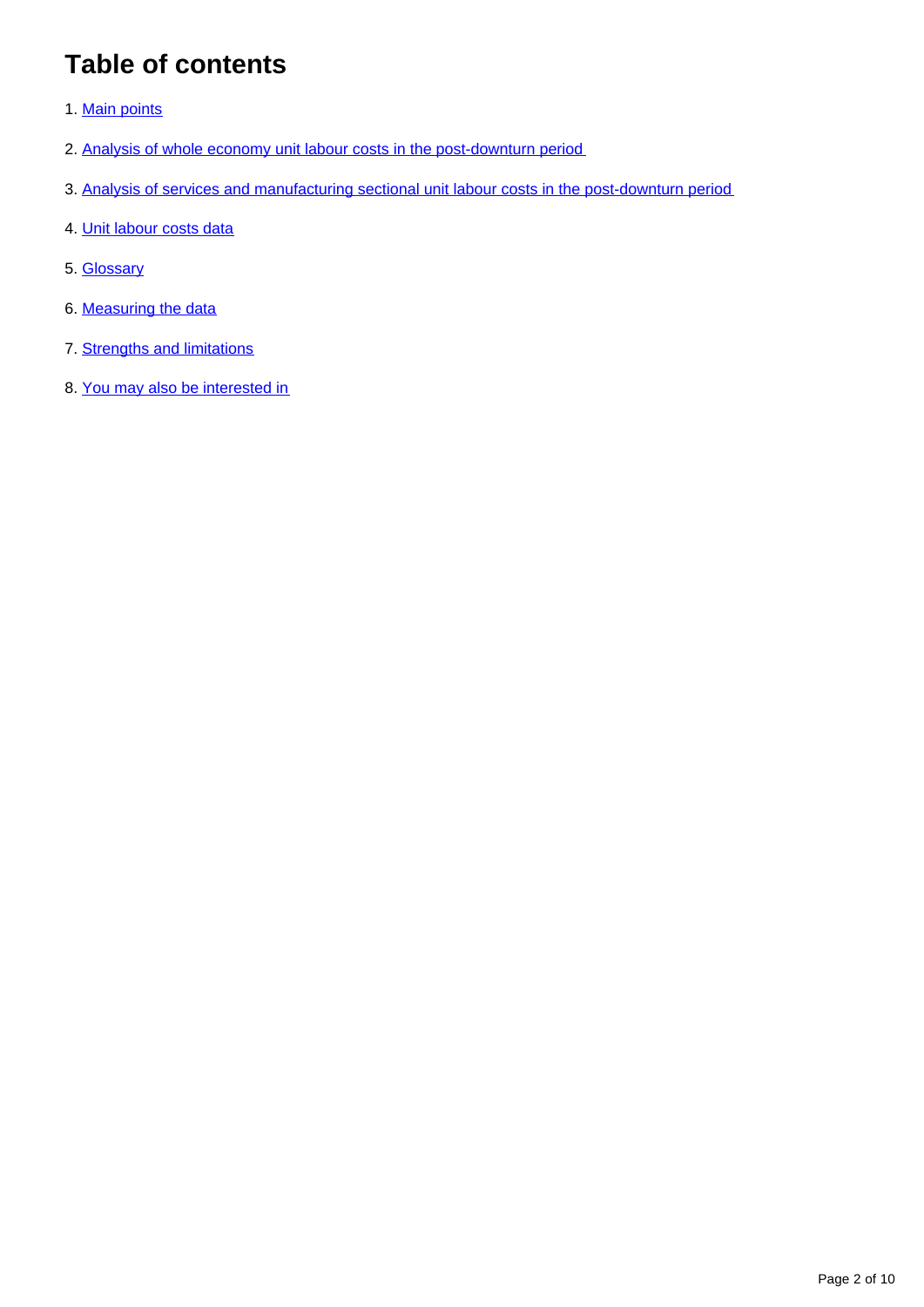## Table of contents

1. Main points
2. Analysis of whole economy unit labour costs in the post-downturn period
3. Analysis of services and manufacturing sectional unit labour costs in the post-downturn period
4. Unit labour costs data
5. Glossary
6. Measuring the data
7. Strengths and limitations
8. You may also be interested in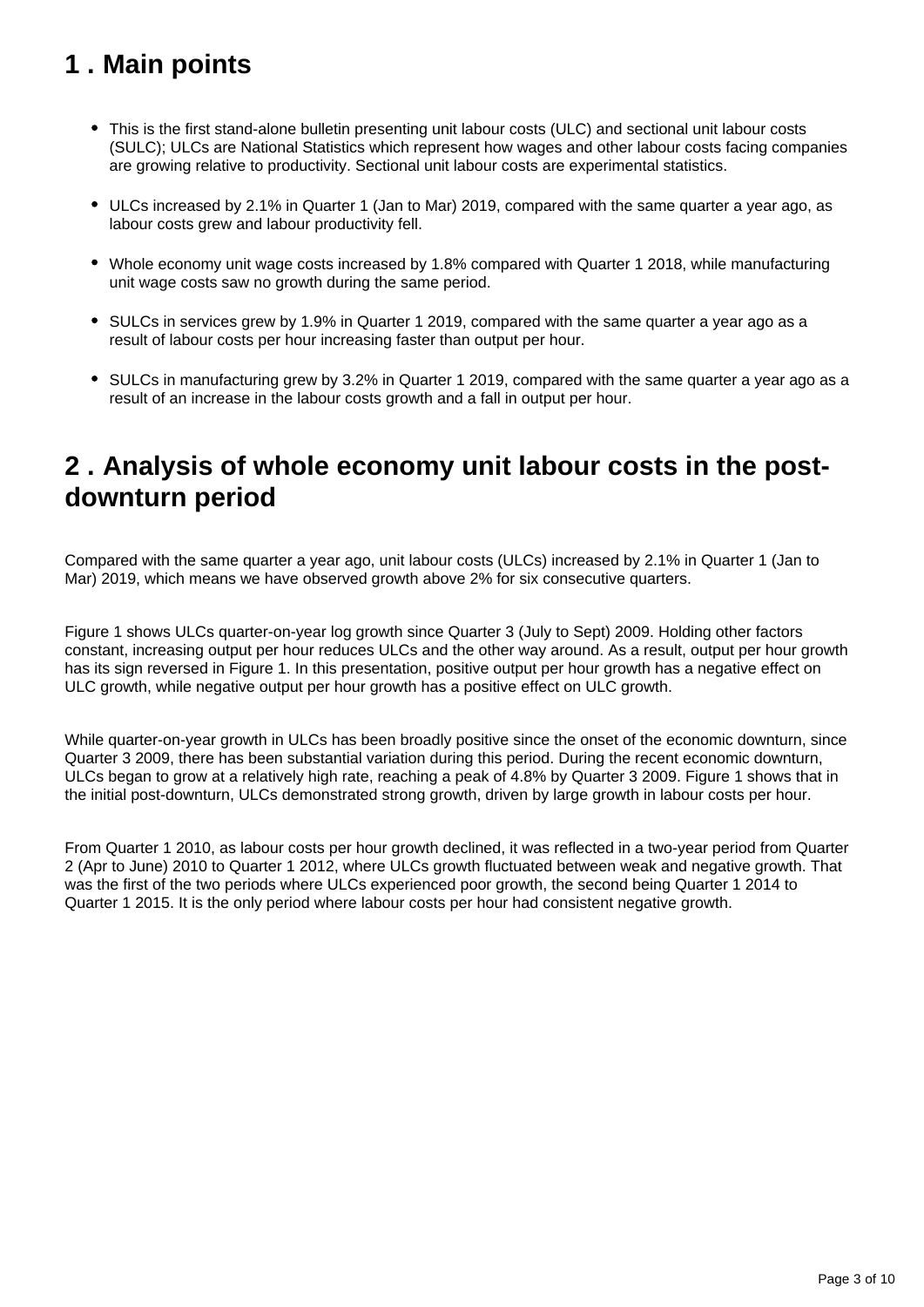## 1 . Main points

- This is the first stand-alone bulletin presenting unit labour costs (ULC) and sectional unit labour costs (SULC); ULCs are National Statistics which represent how wages and other labour costs facing companies are growing relative to productivity. Sectional unit labour costs are experimental statistics.
- ULCs increased by 2.1% in Quarter 1 (Jan to Mar) 2019, compared with the same quarter a year ago, as labour costs grew and labour productivity fell.
- Whole economy unit wage costs increased by 1.8% compared with Quarter 1 2018, while manufacturing unit wage costs saw no growth during the same period.
- SULCs in services grew by 1.9% in Quarter 1 2019, compared with the same quarter a year ago as a result of labour costs per hour increasing faster than output per hour.
- SULCs in manufacturing grew by 3.2% in Quarter 1 2019, compared with the same quarter a year ago as a result of an increase in the labour costs growth and a fall in output per hour.

## 2 . Analysis of whole economy unit labour costs in the post-downturn period

Compared with the same quarter a year ago, unit labour costs (ULCs) increased by 2.1% in Quarter 1 (Jan to Mar) 2019, which means we have observed growth above 2% for six consecutive quarters.

Figure 1 shows ULCs quarter-on-year log growth since Quarter 3 (July to Sept) 2009. Holding other factors constant, increasing output per hour reduces ULCs and the other way around. As a result, output per hour growth has its sign reversed in Figure 1. In this presentation, positive output per hour growth has a negative effect on ULC growth, while negative output per hour growth has a positive effect on ULC growth.

While quarter-on-year growth in ULCs has been broadly positive since the onset of the economic downturn, since Quarter 3 2009, there has been substantial variation during this period. During the recent economic downturn, ULCs began to grow at a relatively high rate, reaching a peak of 4.8% by Quarter 3 2009. Figure 1 shows that in the initial post-downturn, ULCs demonstrated strong growth, driven by large growth in labour costs per hour.

From Quarter 1 2010, as labour costs per hour growth declined, it was reflected in a two-year period from Quarter 2 (Apr to June) 2010 to Quarter 1 2012, where ULCs growth fluctuated between weak and negative growth. That was the first of the two periods where ULCs experienced poor growth, the second being Quarter 1 2014 to Quarter 1 2015. It is the only period where labour costs per hour had consistent negative growth.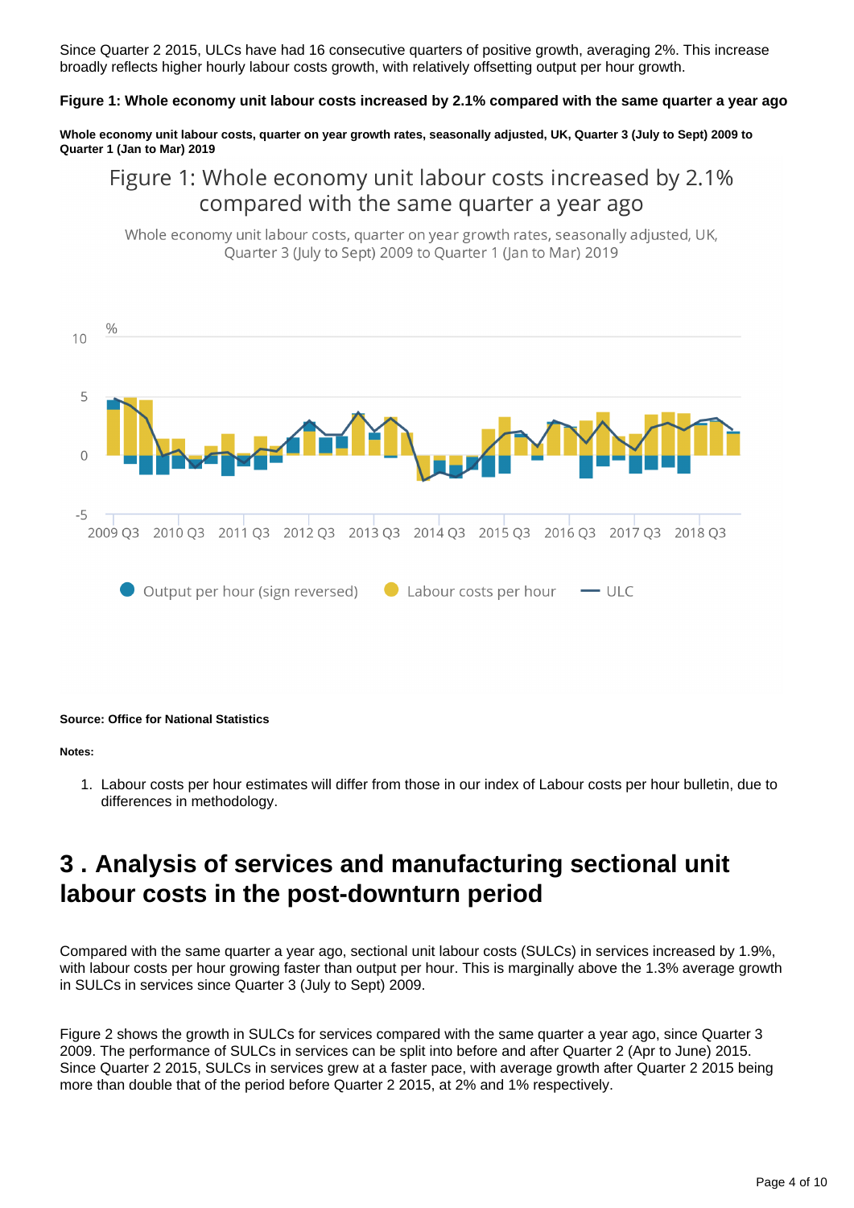Since Quarter 2 2015, ULCs have had 16 consecutive quarters of positive growth, averaging 2%. This increase broadly reflects higher hourly labour costs growth, with relatively offsetting output per hour growth.

**Figure 1: Whole economy unit labour costs increased by 2.1% compared with the same quarter a year ago**

**Whole economy unit labour costs, quarter on year growth rates, seasonally adjusted, UK, Quarter 3 (July to Sept) 2009 to Quarter 1 (Jan to Mar) 2019**

Figure 1: Whole economy unit labour costs increased by 2.1% compared with the same quarter a year ago

Whole economy unit labour costs, quarter on year growth rates, seasonally adjusted, UK, Quarter 3 (July to Sept) 2009 to Quarter 1 (Jan to Mar) 2019

**Source: Office for National Statistics**

**Notes:**

1. Labour costs per hour estimates will differ from those in our index of Labour costs per hour bulletin, due to differences in methodology.

## 3 . Analysis of services and manufacturing sectional unit labour costs in the post-downturn period

Compared with the same quarter a year ago, sectional unit labour costs (SULCs) in services increased by 1.9%, with labour costs per hour growing faster than output per hour. This is marginally above the 1.3% average growth in SULCs in services since Quarter 3 (July to Sept) 2009.

Figure 2 shows the growth in SULCs for services compared with the same quarter a year ago, since Quarter 3 2009. The performance of SULCs in services can be split into before and after Quarter 2 (Apr to June) 2015. Since Quarter 2 2015, SULCs in services grew at a faster pace, with average growth after Quarter 2 2015 being more than double that of the period before Quarter 2 2015, at 2% and 1% respectively.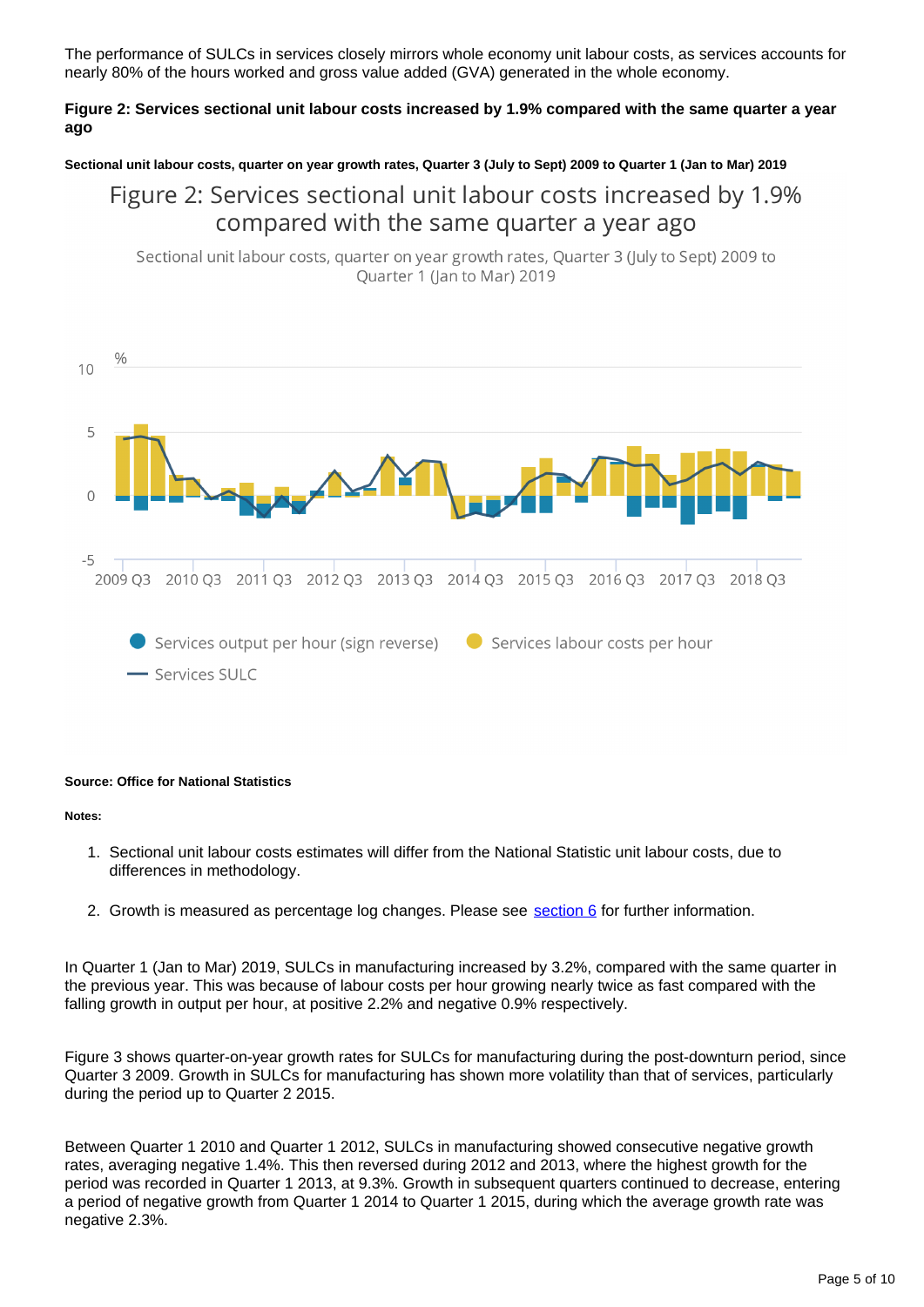The performance of SULCs in services closely mirrors whole economy unit labour costs, as services accounts for nearly 80% of the hours worked and gross value added (GVA) generated in the whole economy.

**Figure 2: Services sectional unit labour costs increased by 1.9% compared with the same quarter a year ago**

**Sectional unit labour costs, quarter on year growth rates, Quarter 3 (July to Sept) 2009 to Quarter 1 (Jan to Mar) 2019**

Figure 2: Services sectional unit labour costs increased by 1.9% compared with the same quarter a year ago

Sectional unit labour costs, quarter on year growth rates, Quarter 3 (July to Sept) 2009 to Quarter 1 (Jan to Mar) 2019

**Source: Office for National Statistics**

**Notes:**

1. Sectional unit labour costs estimates will differ from the National Statistic unit labour costs, due to differences in methodology.
2. Growth is measured as percentage log changes. Please see section 6 for further information.

In Quarter 1 (Jan to Mar) 2019, SULCs in manufacturing increased by 3.2%, compared with the same quarter in the previous year. This was because of labour costs per hour growing nearly twice as fast compared with the falling growth in output per hour, at positive 2.2% and negative 0.9% respectively.

Figure 3 shows quarter-on-year growth rates for SULCs for manufacturing during the post-downturn period, since Quarter 3 2009. Growth in SULCs for manufacturing has shown more volatility than that of services, particularly during the period up to Quarter 2 2015.

Between Quarter 1 2010 and Quarter 1 2012, SULCs in manufacturing showed consecutive negative growth rates, averaging negative 1.4%. This then reversed during 2012 and 2013, where the highest growth for the period was recorded in Quarter 1 2013, at 9.3%. Growth in subsequent quarters continued to decrease, entering a period of negative growth from Quarter 1 2014 to Quarter 1 2015, during which the average growth rate was negative 2.3%.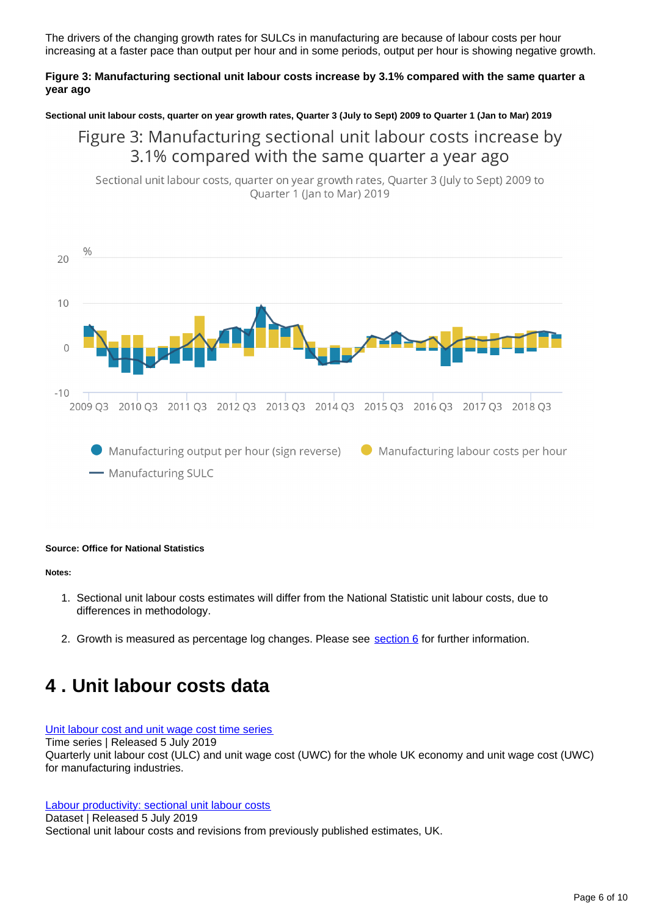The drivers of the changing growth rates for SULCs in manufacturing are because of labour costs per hour increasing at a faster pace than output per hour and in some periods, output per hour is showing negative growth.

**Figure 3: Manufacturing sectional unit labour costs increase by 3.1% compared with the same quarter a year ago**

**Sectional unit labour costs, quarter on year growth rates, Quarter 3 (July to Sept) 2009 to Quarter 1 (Jan to Mar) 2019**

Figure 3: Manufacturing sectional unit labour costs increase by 3.1% compared with the same quarter a year ago

Sectional unit labour costs, quarter on year growth rates, Quarter 3 (July to Sept) 2009 to Quarter 1 (Jan to Mar) 2019

%

20

10

0

-10

2009 Q3 2010 Q3 2011 Q3 2012 Q3 2013 Q3 2014 Q3 2015 Q3 2016 Q3 2017 Q3 2018 Q3

Manufacturing output per hour (sign reverse) Manufacturing labour costs per hour

Manufacturing SULC

**Source: Office for National Statistics**

**Notes:**

1. Sectional unit labour costs estimates will differ from the National Statistic unit labour costs, due to differences in methodology.

2. Growth is measured as percentage log changes. Please see [section 6] for further information.

# 4 . Unit labour costs data

[Unit labour cost and unit wage cost time series]
Time series | Released 5 July 2019
Quarterly unit labour cost (ULC) and unit wage cost (UWC) for the whole UK economy and unit wage cost (UWC) for manufacturing industries.

[Labour productivity: sectional unit labour costs]
Dataset | Released 5 July 2019
Sectional unit labour costs and revisions from previously published estimates, UK.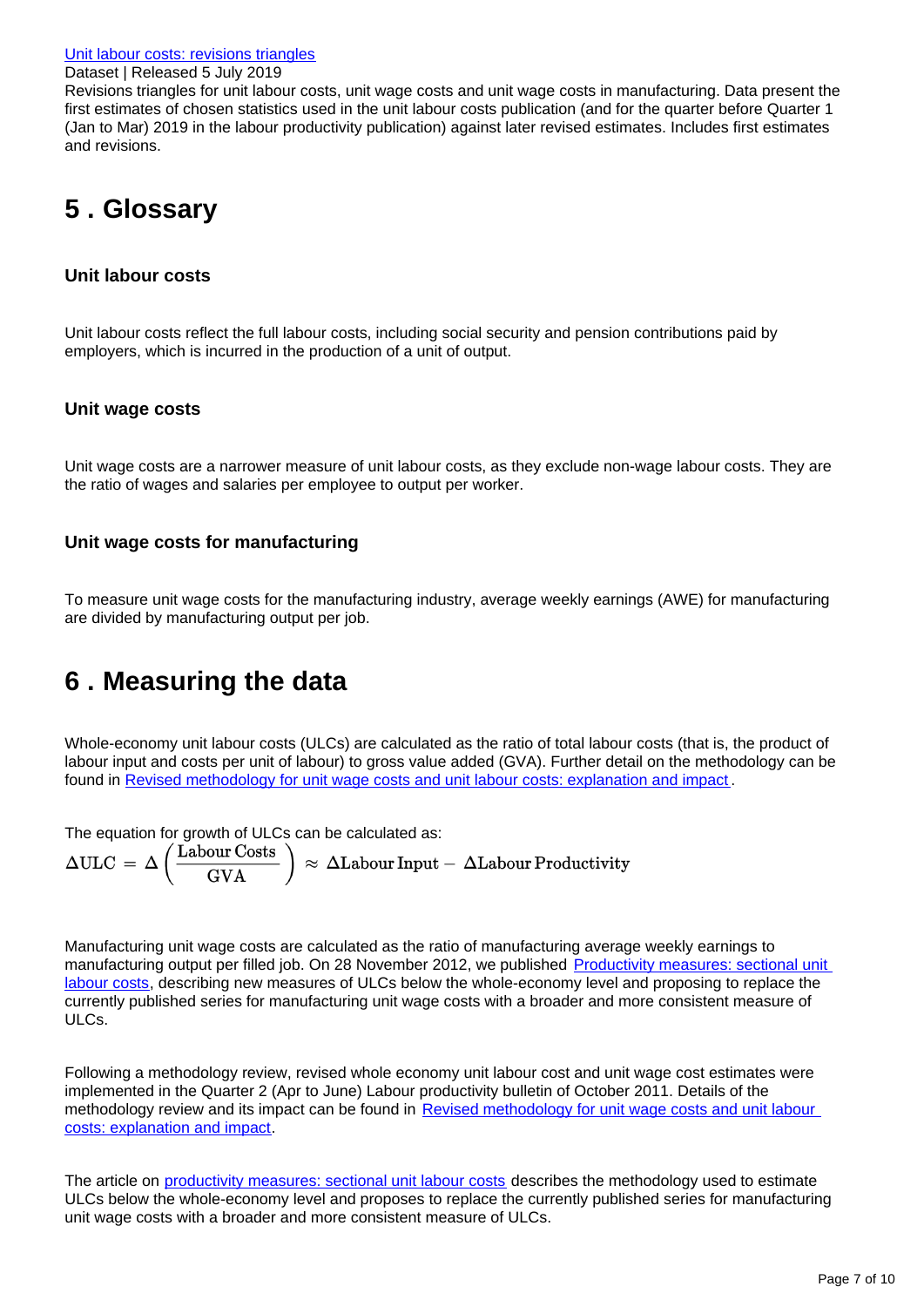[Unit labour costs: revisions triangles](#)

Dataset | Released 5 July 2019

Revisions triangles for unit labour costs, unit wage costs and unit wage costs in manufacturing. Data present the first estimates of chosen statistics used in the unit labour costs publication (and for the quarter before Quarter 1 (Jan to Mar) 2019 in the labour productivity publication) against later revised estimates. Includes first estimates and revisions.

## 5 . Glossary

### Unit labour costs

Unit labour costs reflect the full labour costs, including social security and pension contributions paid by employers, which is incurred in the production of a unit of output.

### Unit wage costs

Unit wage costs are a narrower measure of unit labour costs, as they exclude non-wage labour costs. They are the ratio of wages and salaries per employee to output per worker.

### Unit wage costs for manufacturing

To measure unit wage costs for the manufacturing industry, average weekly earnings (AWE) for manufacturing are divided by manufacturing output per job.

## 6 . Measuring the data

Whole-economy unit labour costs (ULCs) are calculated as the ratio of total labour costs (that is, the product of labour input and costs per unit of labour) to gross value added (GVA). Further detail on the methodology can be found in [Revised methodology for unit wage costs and unit labour costs: explanation and impact](#).

The equation for growth of ULCs can be calculated as:

$$\Delta \text{ULC} = \Delta\left(\frac{\text{Labour Costs}}{\text{GVA}}\right) \approx \Delta\text{Labour Input} - \Delta\text{Labour Productivity}$$

Manufacturing unit wage costs are calculated as the ratio of manufacturing average weekly earnings to manufacturing output per filled job. On 28 November 2012, we published [Productivity measures: sectional unit labour costs](#), describing new measures of ULCs below the whole-economy level and proposing to replace the currently published series for manufacturing unit wage costs with a broader and more consistent measure of ULCs.

Following a methodology review, revised whole economy unit labour cost and unit wage cost estimates were implemented in the Quarter 2 (Apr to June) Labour productivity bulletin of October 2011. Details of the methodology review and its impact can be found in [Revised methodology for unit wage costs and unit labour costs: explanation and impact](#).

The article on [productivity measures: sectional unit labour costs](#) describes the methodology used to estimate ULCs below the whole-economy level and proposes to replace the currently published series for manufacturing unit wage costs with a broader and more consistent measure of ULCs.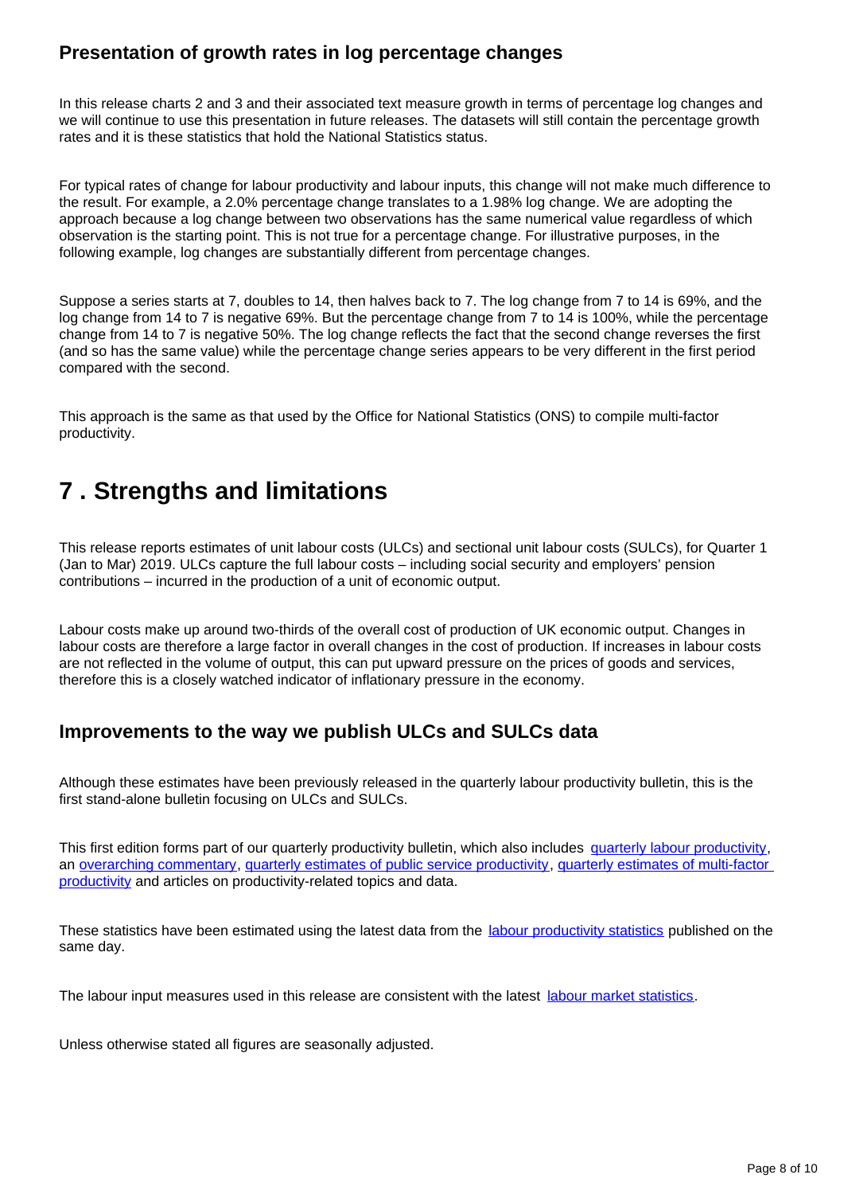### Presentation of growth rates in log percentage changes

In this release charts 2 and 3 and their associated text measure growth in terms of percentage log changes and we will continue to use this presentation in future releases. The datasets will still contain the percentage growth rates and it is these statistics that hold the National Statistics status.

For typical rates of change for labour productivity and labour inputs, this change will not make much difference to the result. For example, a 2.0% percentage change translates to a 1.98% log change. We are adopting the approach because a log change between two observations has the same numerical value regardless of which observation is the starting point. This is not true for a percentage change. For illustrative purposes, in the following example, log changes are substantially different from percentage changes.

Suppose a series starts at 7, doubles to 14, then halves back to 7. The log change from 7 to 14 is 69%, and the log change from 14 to 7 is negative 69%. But the percentage change from 7 to 14 is 100%, while the percentage change from 14 to 7 is negative 50%. The log change reflects the fact that the second change reverses the first (and so has the same value) while the percentage change series appears to be very different in the first period compared with the second.

This approach is the same as that used by the Office for National Statistics (ONS) to compile multi-factor productivity.

## 7 . Strengths and limitations

This release reports estimates of unit labour costs (ULCs) and sectional unit labour costs (SULCs), for Quarter 1 (Jan to Mar) 2019. ULCs capture the full labour costs – including social security and employers' pension contributions – incurred in the production of a unit of economic output.

Labour costs make up around two-thirds of the overall cost of production of UK economic output. Changes in labour costs are therefore a large factor in overall changes in the cost of production. If increases in labour costs are not reflected in the volume of output, this can put upward pressure on the prices of goods and services, therefore this is a closely watched indicator of inflationary pressure in the economy.

### Improvements to the way we publish ULCs and SULCs data

Although these estimates have been previously released in the quarterly labour productivity bulletin, this is the first stand-alone bulletin focusing on ULCs and SULCs.

This first edition forms part of our quarterly productivity bulletin, which also includes quarterly labour productivity, an overarching commentary, quarterly estimates of public service productivity, quarterly estimates of multi-factor productivity and articles on productivity-related topics and data.

These statistics have been estimated using the latest data from the labour productivity statistics published on the same day.

The labour input measures used in this release are consistent with the latest labour market statistics.

Unless otherwise stated all figures are seasonally adjusted.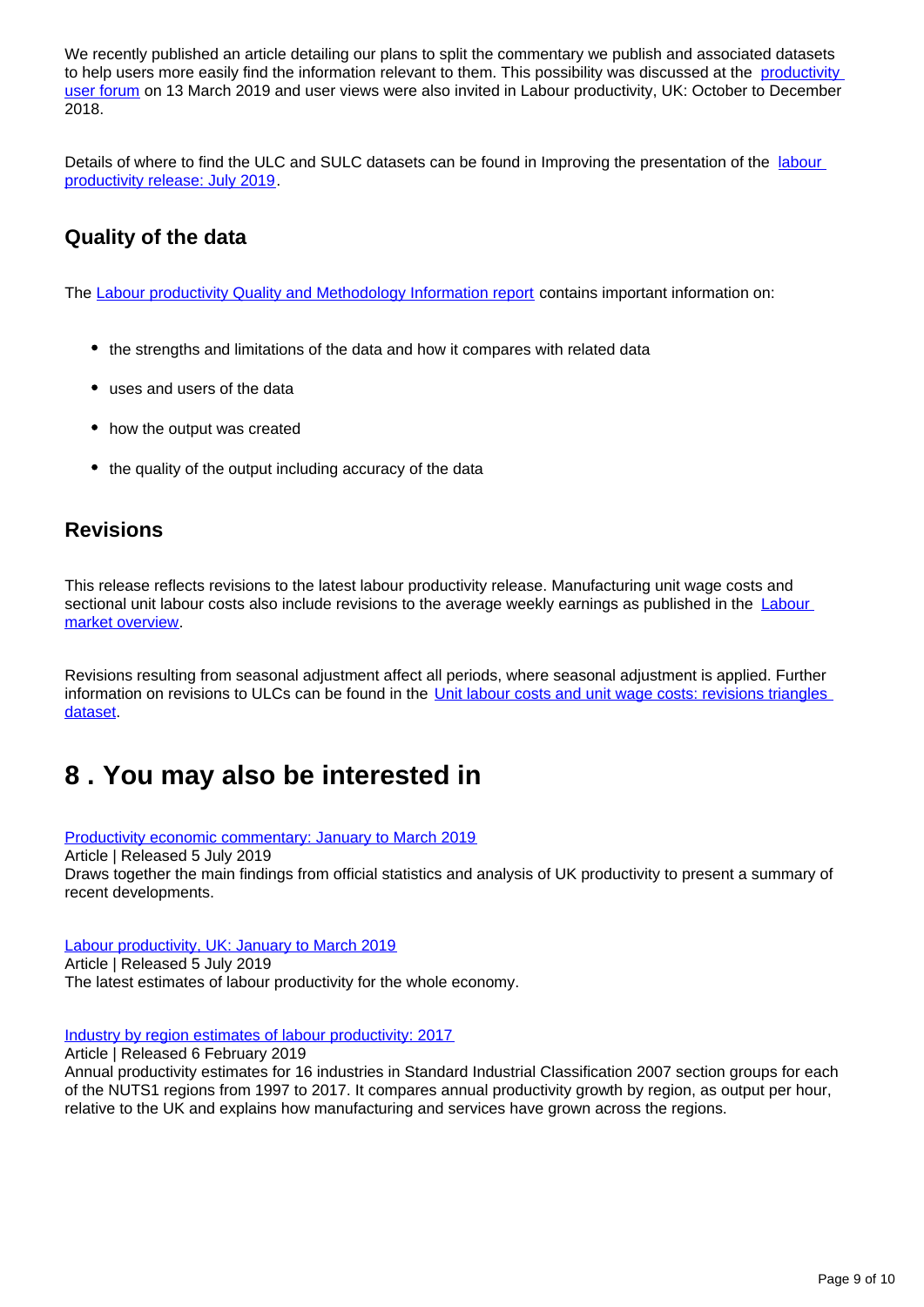We recently published an article detailing our plans to split the commentary we publish and associated datasets to help users more easily find the information relevant to them. This possibility was discussed at the [productivity user forum]() on 13 March 2019 and user views were also invited in Labour productivity, UK: October to December 2018.

Details of where to find the ULC and SULC datasets can be found in Improving the presentation of the [labour productivity release: July 2019]().

### Quality of the data

The [Labour productivity Quality and Methodology Information report]() contains important information on:

- the strengths and limitations of the data and how it compares with related data
- uses and users of the data
- how the output was created
- the quality of the output including accuracy of the data

### Revisions

This release reflects revisions to the latest labour productivity release. Manufacturing unit wage costs and sectional unit labour costs also include revisions to the average weekly earnings as published in the [Labour market overview]().

Revisions resulting from seasonal adjustment affect all periods, where seasonal adjustment is applied. Further information on revisions to ULCs can be found in the [Unit labour costs and unit wage costs: revisions triangles dataset]().

## 8 . You may also be interested in

[Productivity economic commentary: January to March 2019]()
Article | Released 5 July 2019
Draws together the main findings from official statistics and analysis of UK productivity to present a summary of recent developments.

[Labour productivity, UK: January to March 2019]()
Article | Released 5 July 2019
The latest estimates of labour productivity for the whole economy.

[Industry by region estimates of labour productivity: 2017]()
Article | Released 6 February 2019
Annual productivity estimates for 16 industries in Standard Industrial Classification 2007 section groups for each of the NUTS1 regions from 1997 to 2017. It compares annual productivity growth by region, as output per hour, relative to the UK and explains how manufacturing and services have grown across the regions.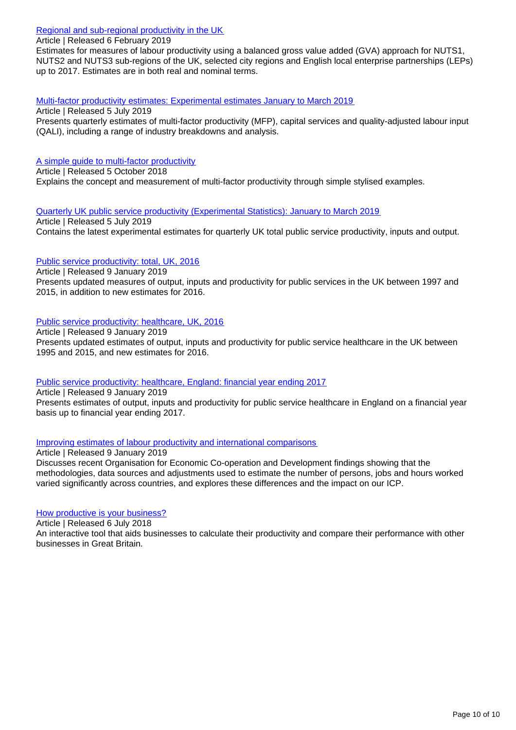[Regional and sub-regional productivity in the UK]

Article | Released 6 February 2019

Estimates for measures of labour productivity using a balanced gross value added (GVA) approach for NUTS1, NUTS2 and NUTS3 sub-regions of the UK, selected city regions and English local enterprise partnerships (LEPs) up to 2017. Estimates are in both real and nominal terms.

[Multi-factor productivity estimates: Experimental estimates January to March 2019]

Article | Released 5 July 2019

Presents quarterly estimates of multi-factor productivity (MFP), capital services and quality-adjusted labour input (QALI), including a range of industry breakdowns and analysis.

[A simple guide to multi-factor productivity]

Article | Released 5 October 2018

Explains the concept and measurement of multi-factor productivity through simple stylised examples.

[Quarterly UK public service productivity (Experimental Statistics): January to March 2019]

Article | Released 5 July 2019

Contains the latest experimental estimates for quarterly UK total public service productivity, inputs and output.

[Public service productivity: total, UK, 2016]

Article | Released 9 January 2019

Presents updated measures of output, inputs and productivity for public services in the UK between 1997 and 2015, in addition to new estimates for 2016.

[Public service productivity: healthcare, UK, 2016]

Article | Released 9 January 2019

Presents updated estimates of output, inputs and productivity for public service healthcare in the UK between 1995 and 2015, and new estimates for 2016.

[Public service productivity: healthcare, England: financial year ending 2017]

Article | Released 9 January 2019

Presents estimates of output, inputs and productivity for public service healthcare in England on a financial year basis up to financial year ending 2017.

[Improving estimates of labour productivity and international comparisons]

Article | Released 9 January 2019

Discusses recent Organisation for Economic Co-operation and Development findings showing that the methodologies, data sources and adjustments used to estimate the number of persons, jobs and hours worked varied significantly across countries, and explores these differences and the impact on our ICP.

[How productive is your business?]

Article | Released 6 July 2018

An interactive tool that aids businesses to calculate their productivity and compare their performance with other businesses in Great Britain.